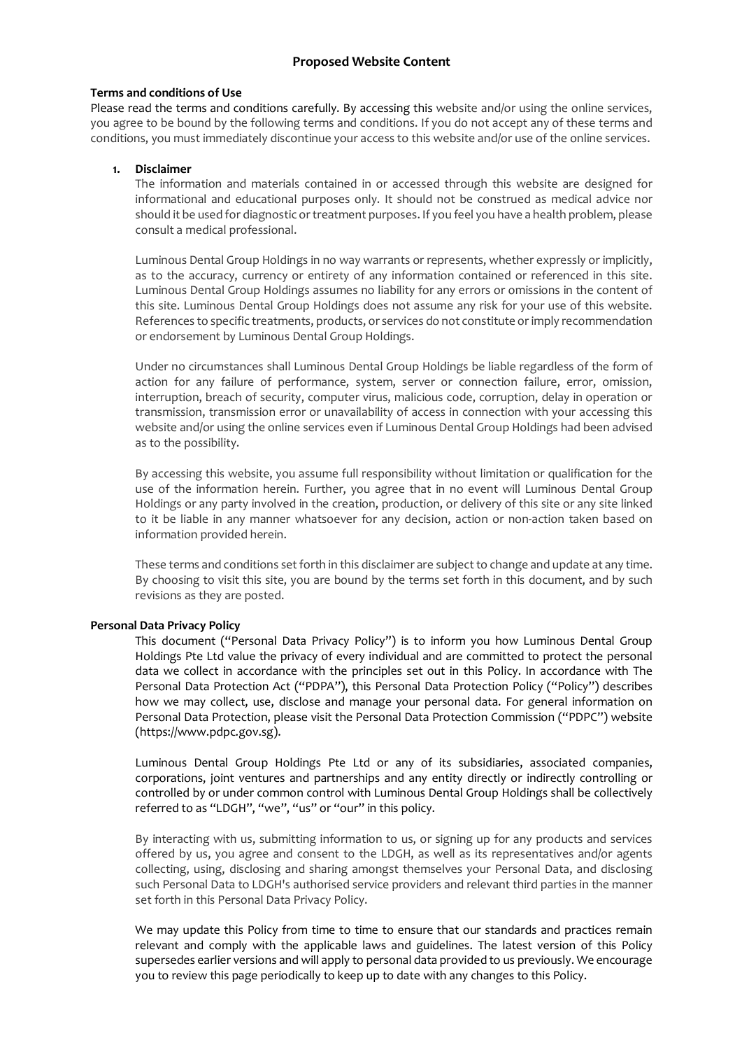# Proposed Website Content

## Terms and conditions of Use

Please read the terms and conditions carefully. By accessing this website and/or using the online services, you agree to be bound by the following terms and conditions. If you do not accept any of these terms and conditions, you must immediately discontinue your access to this website and/or use of the online services.

1. **Disclaimer**

   The information and materials contained in or accessed through this website are designed for informational and educational purposes only. It should not be construed as medical advice nor should it be used for diagnostic or treatment purposes. If you feel you have a health problem, please consult a medical professional.

   Luminous Dental Group Holdings in no way warrants or represents, whether expressly or implicitly, as to the accuracy, currency or entirety of any information contained or referenced in this site. Luminous Dental Group Holdings assumes no liability for any errors or omissions in the content of this site. Luminous Dental Group Holdings does not assume any risk for your use of this website. References to specific treatments, products, or services do not constitute or imply recommendation or endorsement by Luminous Dental Group Holdings.

   Under no circumstances shall Luminous Dental Group Holdings be liable regardless of the form of action for any failure of performance, system, server or connection failure, error, omission, interruption, breach of security, computer virus, malicious code, corruption, delay in operation or transmission, transmission error or unavailability of access in connection with your accessing this website and/or using the online services even if Luminous Dental Group Holdings had been advised as to the possibility.

   By accessing this website, you assume full responsibility without limitation or qualification for the use of the information herein. Further, you agree that in no event will Luminous Dental Group Holdings or any party involved in the creation, production, or delivery of this site or any site linked to it be liable in any manner whatsoever for any decision, action or non-action taken based on information provided herein.

   These terms and conditions set forth in this disclaimer are subject to change and update at any time. By choosing to visit this site, you are bound by the terms set forth in this document, and by such revisions as they are posted.

## Personal Data Privacy Policy

This document ("Personal Data Privacy Policy") is to inform you how Luminous Dental Group Holdings Pte Ltd value the privacy of every individual and are committed to protect the personal data we collect in accordance with the principles set out in this Policy. In accordance with The Personal Data Protection Act ("PDPA"), this Personal Data Protection Policy ("Policy") describes how we may collect, use, disclose and manage your personal data. For general information on Personal Data Protection, please visit the Personal Data Protection Commission ("PDPC") website (https://www.pdpc.gov.sg).

Luminous Dental Group Holdings Pte Ltd or any of its subsidiaries, associated companies, corporations, joint ventures and partnerships and any entity directly or indirectly controlling or controlled by or under common control with Luminous Dental Group Holdings shall be collectively referred to as "LDGH", "we", "us" or "our" in this policy.

By interacting with us, submitting information to us, or signing up for any products and services offered by us, you agree and consent to the LDGH, as well as its representatives and/or agents collecting, using, disclosing and sharing amongst themselves your Personal Data, and disclosing such Personal Data to LDGH's authorised service providers and relevant third parties in the manner set forth in this Personal Data Privacy Policy.

We may update this Policy from time to time to ensure that our standards and practices remain relevant and comply with the applicable laws and guidelines. The latest version of this Policy supersedes earlier versions and will apply to personal data provided to us previously. We encourage you to review this page periodically to keep up to date with any changes to this Policy.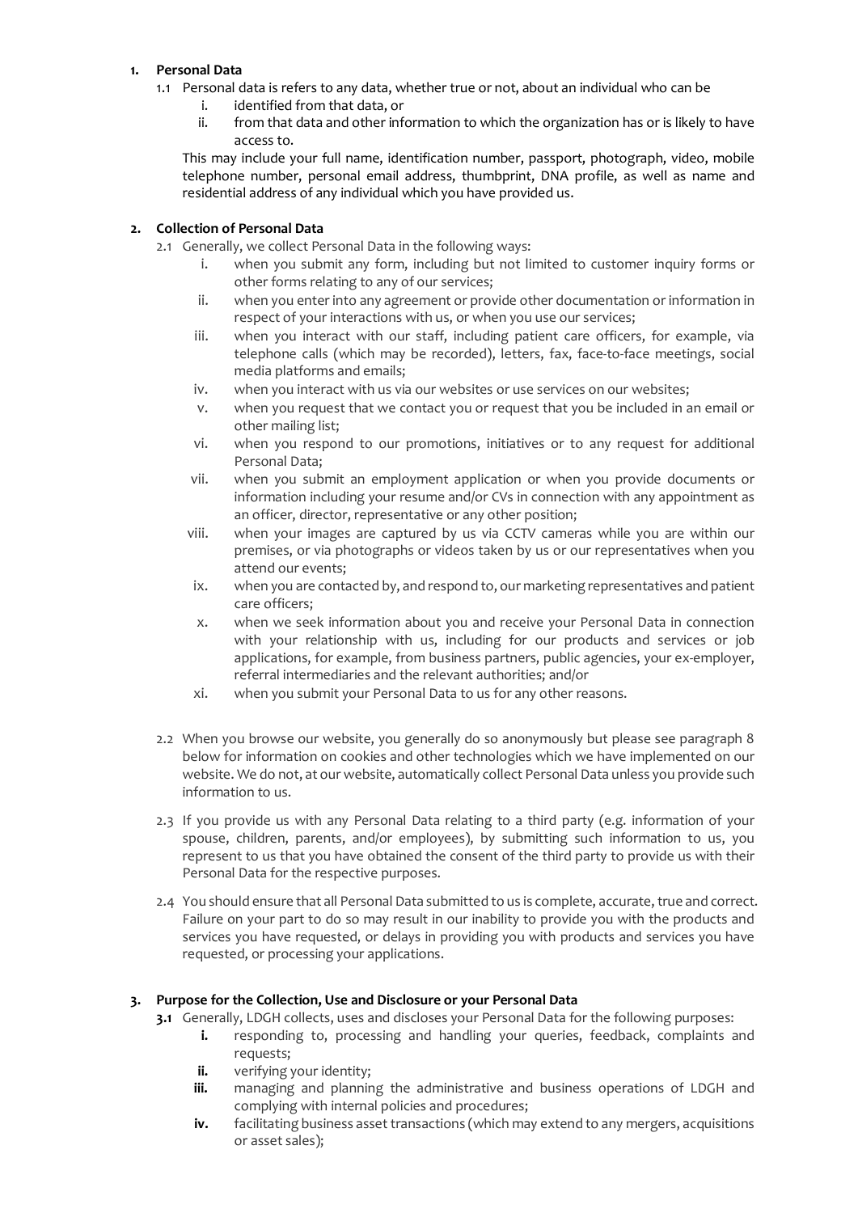**1. Personal Data**

1.1 Personal data is refers to any data, whether true or not, about an individual who can be

i. identified from that data, or
ii. from that data and other information to which the organization has or is likely to have access to.

This may include your full name, identification number, passport, photograph, video, mobile telephone number, personal email address, thumbprint, DNA profile, as well as name and residential address of any individual which you have provided us.

**2. Collection of Personal Data**

2.1 Generally, we collect Personal Data in the following ways:

i. when you submit any form, including but not limited to customer inquiry forms or other forms relating to any of our services;
ii. when you enter into any agreement or provide other documentation or information in respect of your interactions with us, or when you use our services;
iii. when you interact with our staff, including patient care officers, for example, via telephone calls (which may be recorded), letters, fax, face-to-face meetings, social media platforms and emails;
iv. when you interact with us via our websites or use services on our websites;
v. when you request that we contact you or request that you be included in an email or other mailing list;
vi. when you respond to our promotions, initiatives or to any request for additional Personal Data;
vii. when you submit an employment application or when you provide documents or information including your resume and/or CVs in connection with any appointment as an officer, director, representative or any other position;
viii. when your images are captured by us via CCTV cameras while you are within our premises, or via photographs or videos taken by us or our representatives when you attend our events;
ix. when you are contacted by, and respond to, our marketing representatives and patient care officers;
x. when we seek information about you and receive your Personal Data in connection with your relationship with us, including for our products and services or job applications, for example, from business partners, public agencies, your ex-employer, referral intermediaries and the relevant authorities; and/or
xi. when you submit your Personal Data to us for any other reasons.

2.2 When you browse our website, you generally do so anonymously but please see paragraph 8 below for information on cookies and other technologies which we have implemented on our website. We do not, at our website, automatically collect Personal Data unless you provide such information to us.

2.3 If you provide us with any Personal Data relating to a third party (e.g. information of your spouse, children, parents, and/or employees), by submitting such information to us, you represent to us that you have obtained the consent of the third party to provide us with their Personal Data for the respective purposes.

2.4 You should ensure that all Personal Data submitted to us is complete, accurate, true and correct. Failure on your part to do so may result in our inability to provide you with the products and services you have requested, or delays in providing you with products and services you have requested, or processing your applications.

**3. Purpose for the Collection, Use and Disclosure or your Personal Data**

**3.1** Generally, LDGH collects, uses and discloses your Personal Data for the following purposes:

**i.** responding to, processing and handling your queries, feedback, complaints and requests;
**ii.** verifying your identity;
**iii.** managing and planning the administrative and business operations of LDGH and complying with internal policies and procedures;
**iv.** facilitating business asset transactions (which may extend to any mergers, acquisitions or asset sales);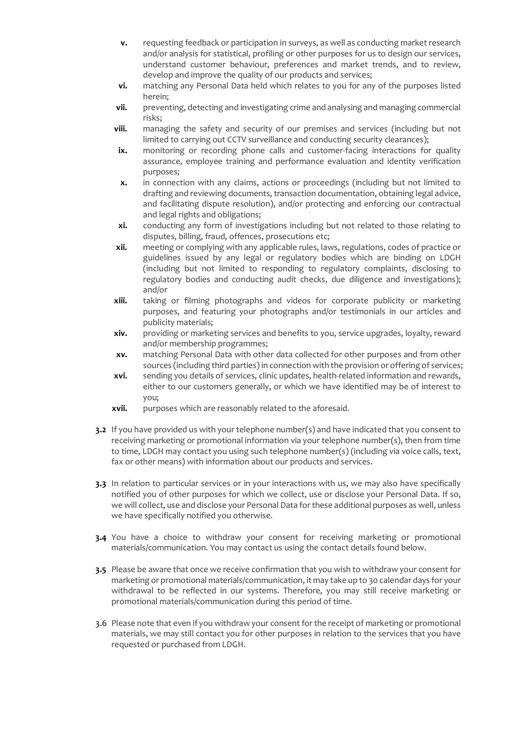**v.** requesting feedback or participation in surveys, as well as conducting market research and/or analysis for statistical, profiling or other purposes for us to design our services, understand customer behaviour, preferences and market trends, and to review, develop and improve the quality of our products and services;

**vi.** matching any Personal Data held which relates to you for any of the purposes listed herein;

**vii.** preventing, detecting and investigating crime and analysing and managing commercial risks;

**viii.** managing the safety and security of our premises and services (including but not limited to carrying out CCTV surveillance and conducting security clearances);

**ix.** monitoring or recording phone calls and customer-facing interactions for quality assurance, employee training and performance evaluation and identity verification purposes;

**x.** in connection with any claims, actions or proceedings (including but not limited to drafting and reviewing documents, transaction documentation, obtaining legal advice, and facilitating dispute resolution), and/or protecting and enforcing our contractual and legal rights and obligations;

**xi.** conducting any form of investigations including but not related to those relating to disputes, billing, fraud, offences, prosecutions etc;

**xii.** meeting or complying with any applicable rules, laws, regulations, codes of practice or guidelines issued by any legal or regulatory bodies which are binding on LDGH (including but not limited to responding to regulatory complaints, disclosing to regulatory bodies and conducting audit checks, due diligence and investigations); and/or

**xiii.** taking or filming photographs and videos for corporate publicity or marketing purposes, and featuring your photographs and/or testimonials in our articles and publicity materials;

**xiv.** providing or marketing services and benefits to you, service upgrades, loyalty, reward and/or membership programmes;

**xv.** matching Personal Data with other data collected for other purposes and from other sources (including third parties) in connection with the provision or offering of services;

**xvi.** sending you details of services, clinic updates, health-related information and rewards, either to our customers generally, or which we have identified may be of interest to you;

**xvii.** purposes which are reasonably related to the aforesaid.

**3.2** If you have provided us with your telephone number(s) and have indicated that you consent to receiving marketing or promotional information via your telephone number(s), then from time to time, LDGH may contact you using such telephone number(s) (including via voice calls, text, fax or other means) with information about our products and services.

**3.3** In relation to particular services or in your interactions with us, we may also have specifically notified you of other purposes for which we collect, use or disclose your Personal Data. If so, we will collect, use and disclose your Personal Data for these additional purposes as well, unless we have specifically notified you otherwise.

**3.4** You have a choice to withdraw your consent for receiving marketing or promotional materials/communication. You may contact us using the contact details found below.

**3.5** Please be aware that once we receive confirmation that you wish to withdraw your consent for marketing or promotional materials/communication, it may take up to 30 calendar days for your withdrawal to be reflected in our systems. Therefore, you may still receive marketing or promotional materials/communication during this period of time.

3.6 Please note that even if you withdraw your consent for the receipt of marketing or promotional materials, we may still contact you for other purposes in relation to the services that you have requested or purchased from LDGH.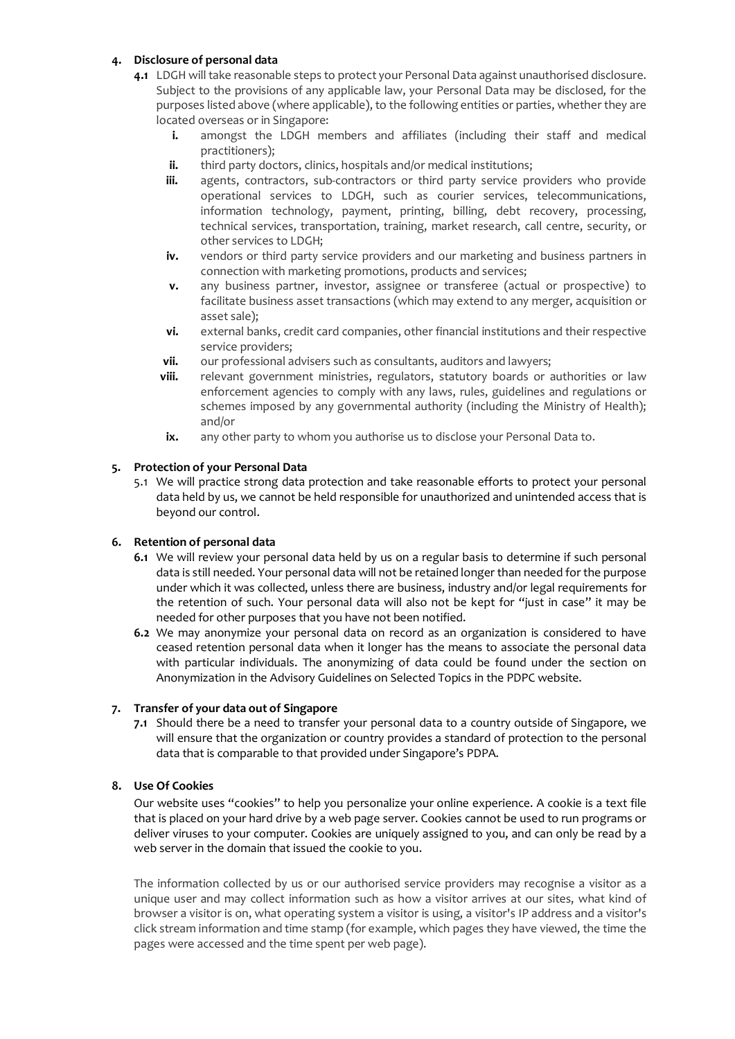4. **Disclosure of personal data**

**4.1** LDGH will take reasonable steps to protect your Personal Data against unauthorised disclosure. Subject to the provisions of any applicable law, your Personal Data may be disclosed, for the purposes listed above (where applicable), to the following entities or parties, whether they are located overseas or in Singapore:

- **i.** amongst the LDGH members and affiliates (including their staff and medical practitioners);
- **ii.** third party doctors, clinics, hospitals and/or medical institutions;
- **iii.** agents, contractors, sub-contractors or third party service providers who provide operational services to LDGH, such as courier services, telecommunications, information technology, payment, printing, billing, debt recovery, processing, technical services, transportation, training, market research, call centre, security, or other services to LDGH;
- **iv.** vendors or third party service providers and our marketing and business partners in connection with marketing promotions, products and services;
- **v.** any business partner, investor, assignee or transferee (actual or prospective) to facilitate business asset transactions (which may extend to any merger, acquisition or asset sale);
- **vi.** external banks, credit card companies, other financial institutions and their respective service providers;
- **vii.** our professional advisers such as consultants, auditors and lawyers;
- **viii.** relevant government ministries, regulators, statutory boards or authorities or law enforcement agencies to comply with any laws, rules, guidelines and regulations or schemes imposed by any governmental authority (including the Ministry of Health); and/or
- **ix.** any other party to whom you authorise us to disclose your Personal Data to.

5. **Protection of your Personal Data**

5.1 We will practice strong data protection and take reasonable efforts to protect your personal data held by us, we cannot be held responsible for unauthorized and unintended access that is beyond our control.

6. **Retention of personal data**

**6.1** We will review your personal data held by us on a regular basis to determine if such personal data is still needed. Your personal data will not be retained longer than needed for the purpose under which it was collected, unless there are business, industry and/or legal requirements for the retention of such. Your personal data will also not be kept for "just in case" it may be needed for other purposes that you have not been notified.

**6.2** We may anonymize your personal data on record as an organization is considered to have ceased retention personal data when it longer has the means to associate the personal data with particular individuals. The anonymizing of data could be found under the section on Anonymization in the Advisory Guidelines on Selected Topics in the PDPC website.

7. **Transfer of your data out of Singapore**

**7.1** Should there be a need to transfer your personal data to a country outside of Singapore, we will ensure that the organization or country provides a standard of protection to the personal data that is comparable to that provided under Singapore's PDPA.

8. **Use Of Cookies**

Our website uses "cookies" to help you personalize your online experience. A cookie is a text file that is placed on your hard drive by a web page server. Cookies cannot be used to run programs or deliver viruses to your computer. Cookies are uniquely assigned to you, and can only be read by a web server in the domain that issued the cookie to you.

The information collected by us or our authorised service providers may recognise a visitor as a unique user and may collect information such as how a visitor arrives at our sites, what kind of browser a visitor is on, what operating system a visitor is using, a visitor's IP address and a visitor's click stream information and time stamp (for example, which pages they have viewed, the time the pages were accessed and the time spent per web page).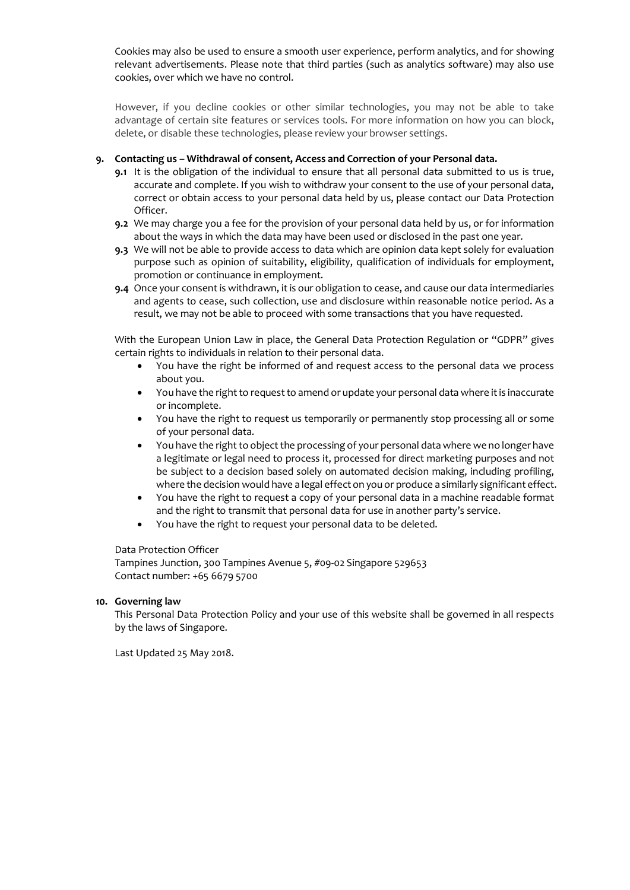Cookies may also be used to ensure a smooth user experience, perform analytics, and for showing relevant advertisements. Please note that third parties (such as analytics software) may also use cookies, over which we have no control.

However, if you decline cookies or other similar technologies, you may not be able to take advantage of certain site features or services tools. For more information on how you can block, delete, or disable these technologies, please review your browser settings.

**9. Contacting us – Withdrawal of consent, Access and Correction of your Personal data.**

**9.1** It is the obligation of the individual to ensure that all personal data submitted to us is true, accurate and complete. If you wish to withdraw your consent to the use of your personal data, correct or obtain access to your personal data held by us, please contact our Data Protection Officer.

**9.2** We may charge you a fee for the provision of your personal data held by us, or for information about the ways in which the data may have been used or disclosed in the past one year.

**9.3** We will not be able to provide access to data which are opinion data kept solely for evaluation purpose such as opinion of suitability, eligibility, qualification of individuals for employment, promotion or continuance in employment.

**9.4** Once your consent is withdrawn, it is our obligation to cease, and cause our data intermediaries and agents to cease, such collection, use and disclosure within reasonable notice period. As a result, we may not be able to proceed with some transactions that you have requested.

With the European Union Law in place, the General Data Protection Regulation or "GDPR" gives certain rights to individuals in relation to their personal data.

- You have the right be informed of and request access to the personal data we process about you.
- You have the right to request to amend or update your personal data where it is inaccurate or incomplete.
- You have the right to request us temporarily or permanently stop processing all or some of your personal data.
- You have the right to object the processing of your personal data where we no longer have a legitimate or legal need to process it, processed for direct marketing purposes and not be subject to a decision based solely on automated decision making, including profiling, where the decision would have a legal effect on you or produce a similarly significant effect.
- You have the right to request a copy of your personal data in a machine readable format and the right to transmit that personal data for use in another party's service.
- You have the right to request your personal data to be deleted.

Data Protection Officer
Tampines Junction, 300 Tampines Avenue 5, #09-02 Singapore 529653
Contact number: +65 6679 5700

**10. Governing law**

This Personal Data Protection Policy and your use of this website shall be governed in all respects by the laws of Singapore.

Last Updated 25 May 2018.